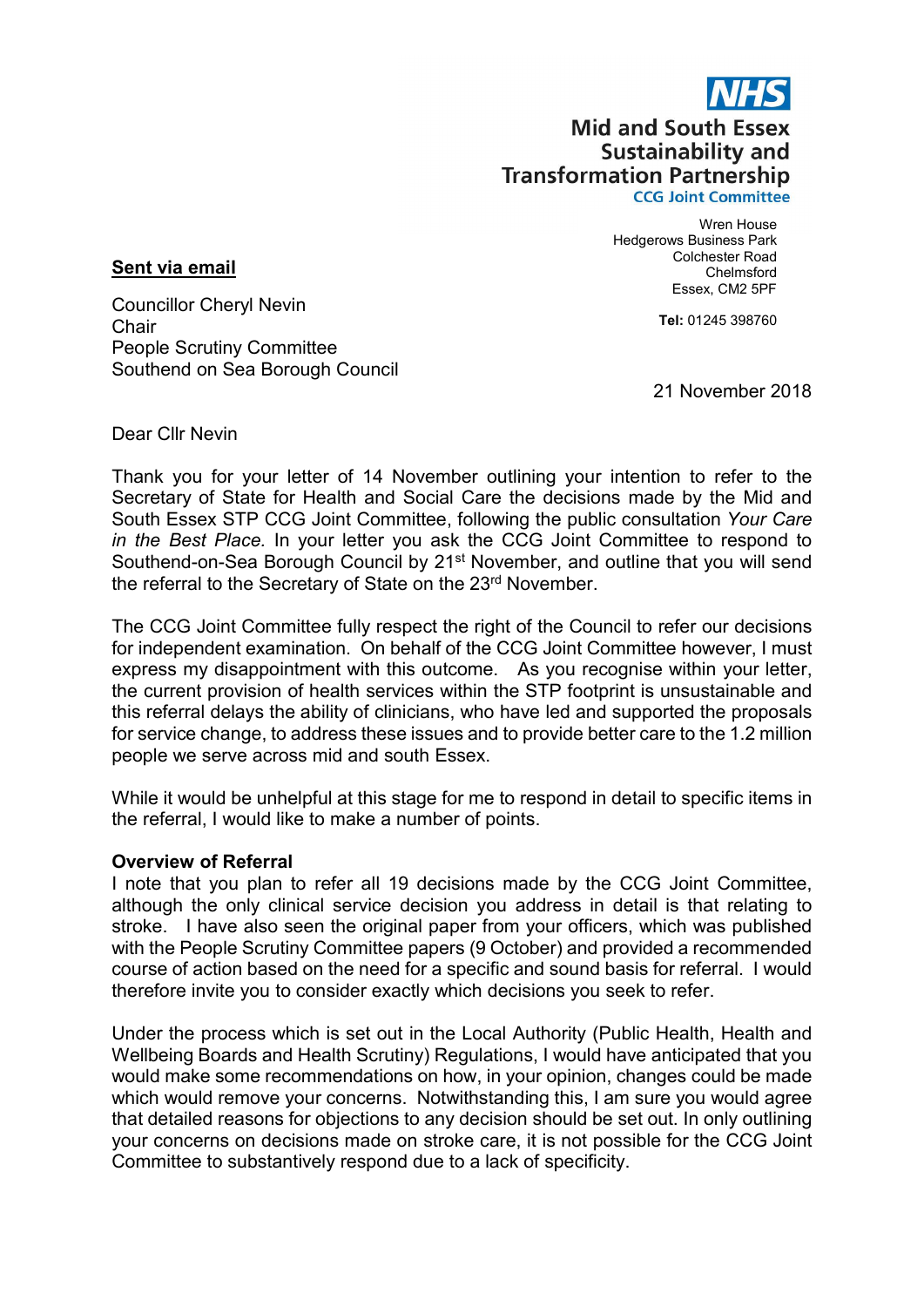NHS

**Mid and South Essex Sustainability and Transformation Partnership**
CCG Joint Committee

Wren House
Hedgerows Business Park
Colchester Road
Chelmsford
Essex, CM2 5PF

**Tel:** 01245 398760

**Sent via email**

Councillor Cheryl Nevin
Chair
People Scrutiny Committee
Southend on Sea Borough Council

21 November 2018

Dear Cllr Nevin

Thank you for your letter of 14 November outlining your intention to refer to the Secretary of State for Health and Social Care the decisions made by the Mid and South Essex STP CCG Joint Committee, following the public consultation *Your Care in the Best Place.* In your letter you ask the CCG Joint Committee to respond to Southend-on-Sea Borough Council by 21st November, and outline that you will send the referral to the Secretary of State on the 23rd November.

The CCG Joint Committee fully respect the right of the Council to refer our decisions for independent examination. On behalf of the CCG Joint Committee however, I must express my disappointment with this outcome. As you recognise within your letter, the current provision of health services within the STP footprint is unsustainable and this referral delays the ability of clinicians, who have led and supported the proposals for service change, to address these issues and to provide better care to the 1.2 million people we serve across mid and south Essex.

While it would be unhelpful at this stage for me to respond in detail to specific items in the referral, I would like to make a number of points.

**Overview of Referral**

I note that you plan to refer all 19 decisions made by the CCG Joint Committee, although the only clinical service decision you address in detail is that relating to stroke. I have also seen the original paper from your officers, which was published with the People Scrutiny Committee papers (9 October) and provided a recommended course of action based on the need for a specific and sound basis for referral. I would therefore invite you to consider exactly which decisions you seek to refer.

Under the process which is set out in the Local Authority (Public Health, Health and Wellbeing Boards and Health Scrutiny) Regulations, I would have anticipated that you would make some recommendations on how, in your opinion, changes could be made which would remove your concerns. Notwithstanding this, I am sure you would agree that detailed reasons for objections to any decision should be set out. In only outlining your concerns on decisions made on stroke care, it is not possible for the CCG Joint Committee to substantively respond due to a lack of specificity.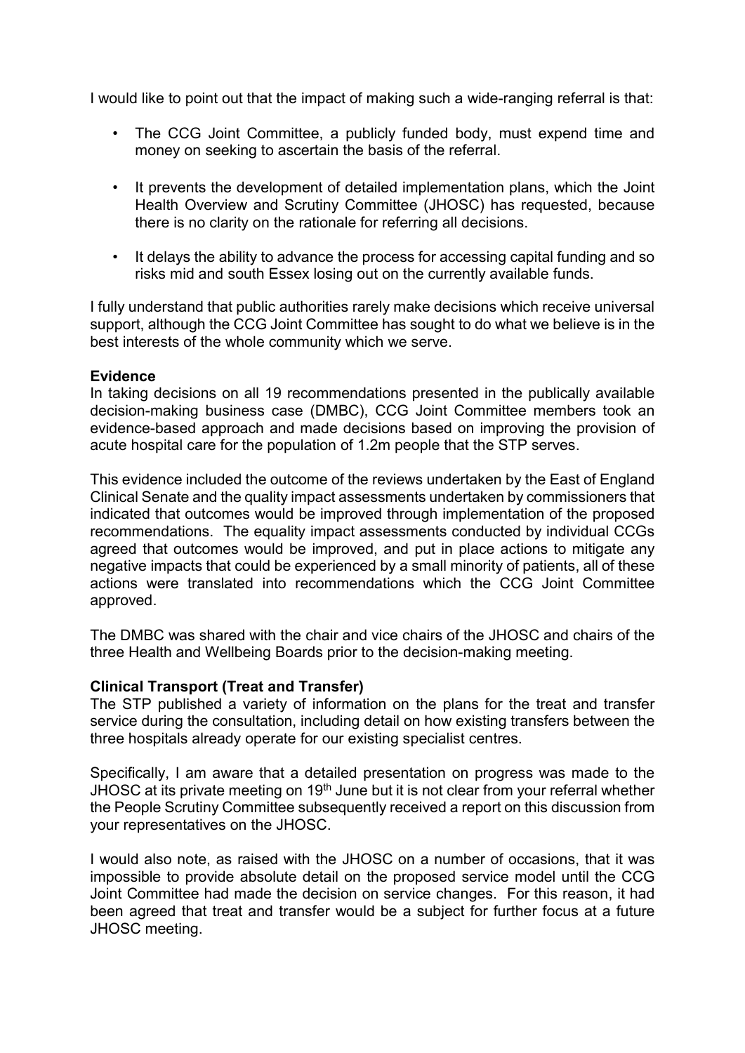I would like to point out that the impact of making such a wide-ranging referral is that:

- The CCG Joint Committee, a publicly funded body, must expend time and money on seeking to ascertain the basis of the referral.
- It prevents the development of detailed implementation plans, which the Joint Health Overview and Scrutiny Committee (JHOSC) has requested, because there is no clarity on the rationale for referring all decisions.
- It delays the ability to advance the process for accessing capital funding and so risks mid and south Essex losing out on the currently available funds.

I fully understand that public authorities rarely make decisions which receive universal support, although the CCG Joint Committee has sought to do what we believe is in the best interests of the whole community which we serve.

**Evidence**

In taking decisions on all 19 recommendations presented in the publically available decision-making business case (DMBC), CCG Joint Committee members took an evidence-based approach and made decisions based on improving the provision of acute hospital care for the population of 1.2m people that the STP serves.

This evidence included the outcome of the reviews undertaken by the East of England Clinical Senate and the quality impact assessments undertaken by commissioners that indicated that outcomes would be improved through implementation of the proposed recommendations. The equality impact assessments conducted by individual CCGs agreed that outcomes would be improved, and put in place actions to mitigate any negative impacts that could be experienced by a small minority of patients, all of these actions were translated into recommendations which the CCG Joint Committee approved.

The DMBC was shared with the chair and vice chairs of the JHOSC and chairs of the three Health and Wellbeing Boards prior to the decision-making meeting.

**Clinical Transport (Treat and Transfer)**

The STP published a variety of information on the plans for the treat and transfer service during the consultation, including detail on how existing transfers between the three hospitals already operate for our existing specialist centres.

Specifically, I am aware that a detailed presentation on progress was made to the JHOSC at its private meeting on 19th June but it is not clear from your referral whether the People Scrutiny Committee subsequently received a report on this discussion from your representatives on the JHOSC.

I would also note, as raised with the JHOSC on a number of occasions, that it was impossible to provide absolute detail on the proposed service model until the CCG Joint Committee had made the decision on service changes. For this reason, it had been agreed that treat and transfer would be a subject for further focus at a future JHOSC meeting.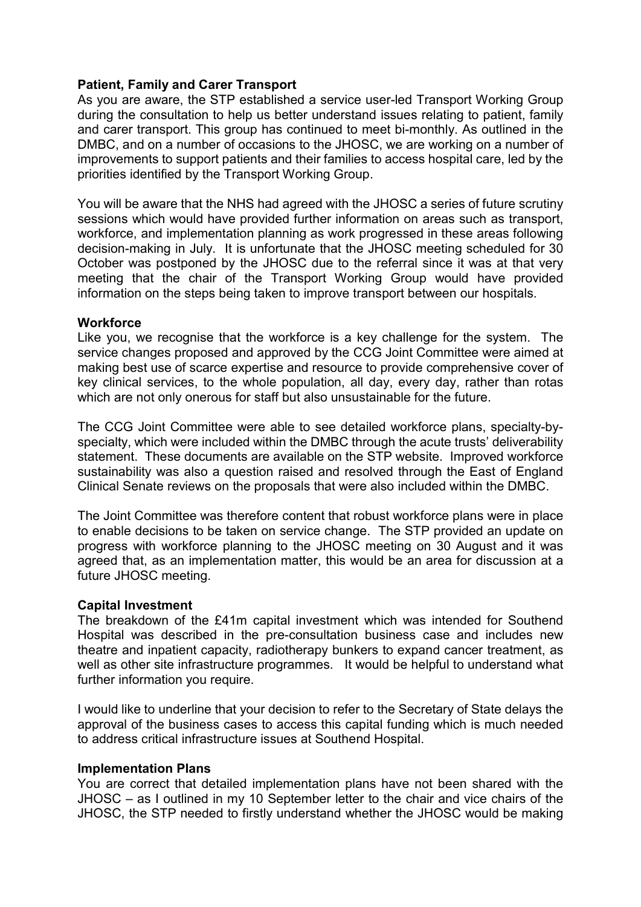**Patient, Family and Carer Transport**
As you are aware, the STP established a service user-led Transport Working Group during the consultation to help us better understand issues relating to patient, family and carer transport. This group has continued to meet bi-monthly. As outlined in the DMBC, and on a number of occasions to the JHOSC, we are working on a number of improvements to support patients and their families to access hospital care, led by the priorities identified by the Transport Working Group.

You will be aware that the NHS had agreed with the JHOSC a series of future scrutiny sessions which would have provided further information on areas such as transport, workforce, and implementation planning as work progressed in these areas following decision-making in July. It is unfortunate that the JHOSC meeting scheduled for 30 October was postponed by the JHOSC due to the referral since it was at that very meeting that the chair of the Transport Working Group would have provided information on the steps being taken to improve transport between our hospitals.

**Workforce**
Like you, we recognise that the workforce is a key challenge for the system. The service changes proposed and approved by the CCG Joint Committee were aimed at making best use of scarce expertise and resource to provide comprehensive cover of key clinical services, to the whole population, all day, every day, rather than rotas which are not only onerous for staff but also unsustainable for the future.

The CCG Joint Committee were able to see detailed workforce plans, specialty-by-specialty, which were included within the DMBC through the acute trusts' deliverability statement. These documents are available on the STP website. Improved workforce sustainability was also a question raised and resolved through the East of England Clinical Senate reviews on the proposals that were also included within the DMBC.

The Joint Committee was therefore content that robust workforce plans were in place to enable decisions to be taken on service change. The STP provided an update on progress with workforce planning to the JHOSC meeting on 30 August and it was agreed that, as an implementation matter, this would be an area for discussion at a future JHOSC meeting.

**Capital Investment**
The breakdown of the £41m capital investment which was intended for Southend Hospital was described in the pre-consultation business case and includes new theatre and inpatient capacity, radiotherapy bunkers to expand cancer treatment, as well as other site infrastructure programmes. It would be helpful to understand what further information you require.

I would like to underline that your decision to refer to the Secretary of State delays the approval of the business cases to access this capital funding which is much needed to address critical infrastructure issues at Southend Hospital.

**Implementation Plans**
You are correct that detailed implementation plans have not been shared with the JHOSC – as I outlined in my 10 September letter to the chair and vice chairs of the JHOSC, the STP needed to firstly understand whether the JHOSC would be making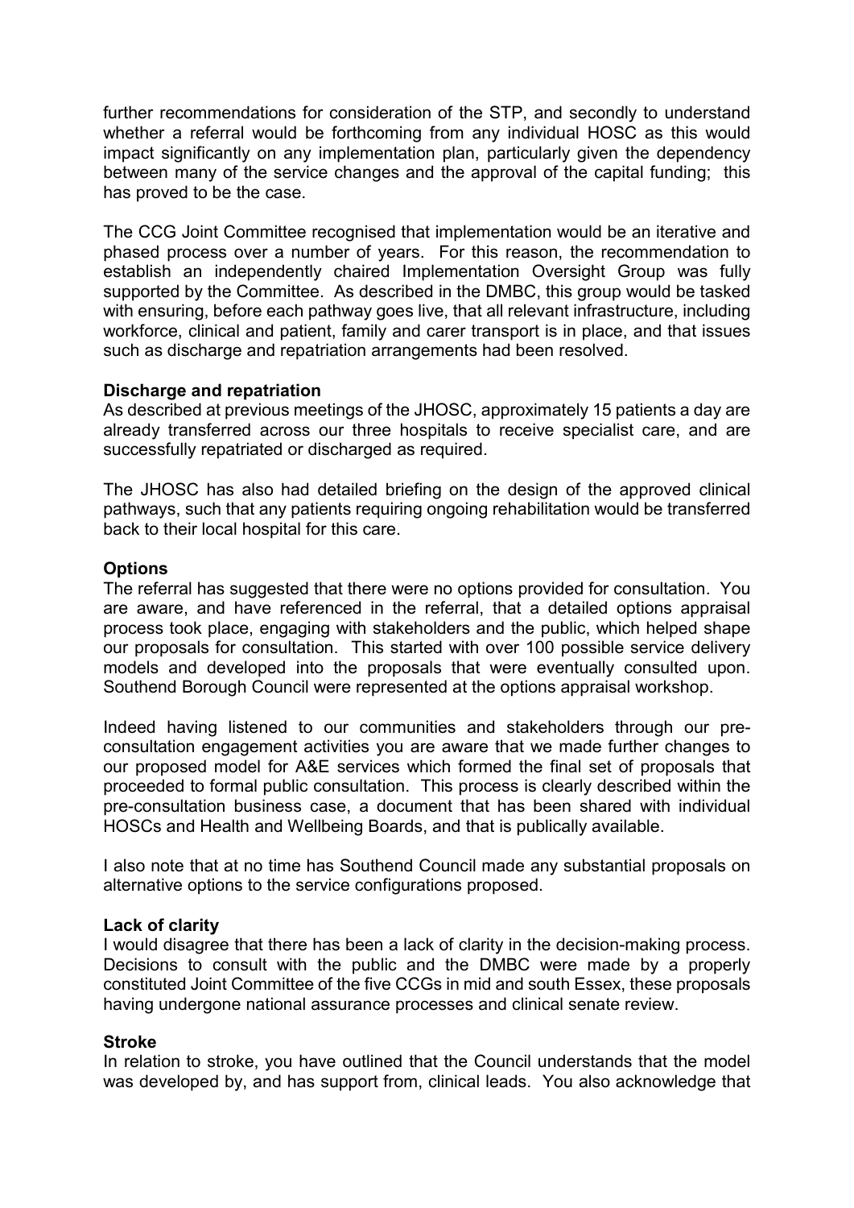further recommendations for consideration of the STP, and secondly to understand whether a referral would be forthcoming from any individual HOSC as this would impact significantly on any implementation plan, particularly given the dependency between many of the service changes and the approval of the capital funding; this has proved to be the case.

The CCG Joint Committee recognised that implementation would be an iterative and phased process over a number of years. For this reason, the recommendation to establish an independently chaired Implementation Oversight Group was fully supported by the Committee. As described in the DMBC, this group would be tasked with ensuring, before each pathway goes live, that all relevant infrastructure, including workforce, clinical and patient, family and carer transport is in place, and that issues such as discharge and repatriation arrangements had been resolved.

**Discharge and repatriation**

As described at previous meetings of the JHOSC, approximately 15 patients a day are already transferred across our three hospitals to receive specialist care, and are successfully repatriated or discharged as required.

The JHOSC has also had detailed briefing on the design of the approved clinical pathways, such that any patients requiring ongoing rehabilitation would be transferred back to their local hospital for this care.

**Options**

The referral has suggested that there were no options provided for consultation. You are aware, and have referenced in the referral, that a detailed options appraisal process took place, engaging with stakeholders and the public, which helped shape our proposals for consultation. This started with over 100 possible service delivery models and developed into the proposals that were eventually consulted upon. Southend Borough Council were represented at the options appraisal workshop.

Indeed having listened to our communities and stakeholders through our pre-consultation engagement activities you are aware that we made further changes to our proposed model for A&E services which formed the final set of proposals that proceeded to formal public consultation. This process is clearly described within the pre-consultation business case, a document that has been shared with individual HOSCs and Health and Wellbeing Boards, and that is publically available.

I also note that at no time has Southend Council made any substantial proposals on alternative options to the service configurations proposed.

**Lack of clarity**

I would disagree that there has been a lack of clarity in the decision-making process. Decisions to consult with the public and the DMBC were made by a properly constituted Joint Committee of the five CCGs in mid and south Essex, these proposals having undergone national assurance processes and clinical senate review.

**Stroke**

In relation to stroke, you have outlined that the Council understands that the model was developed by, and has support from, clinical leads. You also acknowledge that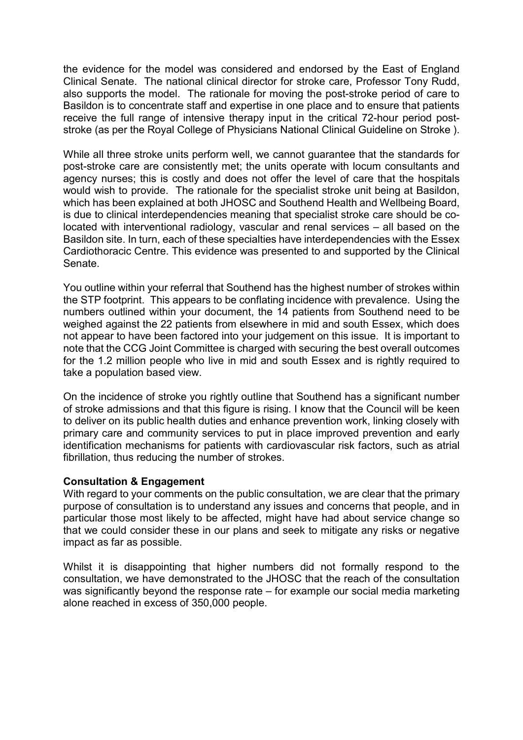the evidence for the model was considered and endorsed by the East of England Clinical Senate. The national clinical director for stroke care, Professor Tony Rudd, also supports the model. The rationale for moving the post-stroke period of care to Basildon is to concentrate staff and expertise in one place and to ensure that patients receive the full range of intensive therapy input in the critical 72-hour period post-stroke (as per the Royal College of Physicians National Clinical Guideline on Stroke ).

While all three stroke units perform well, we cannot guarantee that the standards for post-stroke care are consistently met; the units operate with locum consultants and agency nurses; this is costly and does not offer the level of care that the hospitals would wish to provide. The rationale for the specialist stroke unit being at Basildon, which has been explained at both JHOSC and Southend Health and Wellbeing Board, is due to clinical interdependencies meaning that specialist stroke care should be co-located with interventional radiology, vascular and renal services – all based on the Basildon site. In turn, each of these specialties have interdependencies with the Essex Cardiothoracic Centre. This evidence was presented to and supported by the Clinical Senate.

You outline within your referral that Southend has the highest number of strokes within the STP footprint. This appears to be conflating incidence with prevalence. Using the numbers outlined within your document, the 14 patients from Southend need to be weighed against the 22 patients from elsewhere in mid and south Essex, which does not appear to have been factored into your judgement on this issue. It is important to note that the CCG Joint Committee is charged with securing the best overall outcomes for the 1.2 million people who live in mid and south Essex and is rightly required to take a population based view.

On the incidence of stroke you rightly outline that Southend has a significant number of stroke admissions and that this figure is rising. I know that the Council will be keen to deliver on its public health duties and enhance prevention work, linking closely with primary care and community services to put in place improved prevention and early identification mechanisms for patients with cardiovascular risk factors, such as atrial fibrillation, thus reducing the number of strokes.

**Consultation & Engagement**

With regard to your comments on the public consultation, we are clear that the primary purpose of consultation is to understand any issues and concerns that people, and in particular those most likely to be affected, might have had about service change so that we could consider these in our plans and seek to mitigate any risks or negative impact as far as possible.

Whilst it is disappointing that higher numbers did not formally respond to the consultation, we have demonstrated to the JHOSC that the reach of the consultation was significantly beyond the response rate – for example our social media marketing alone reached in excess of 350,000 people.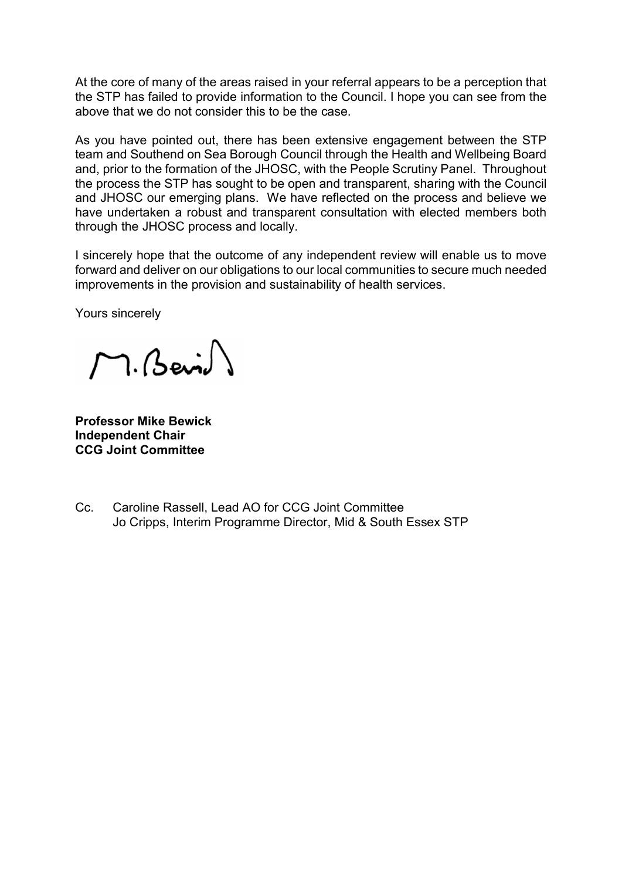At the core of many of the areas raised in your referral appears to be a perception that the STP has failed to provide information to the Council. I hope you can see from the above that we do not consider this to be the case.

As you have pointed out, there has been extensive engagement between the STP team and Southend on Sea Borough Council through the Health and Wellbeing Board and, prior to the formation of the JHOSC, with the People Scrutiny Panel. Throughout the process the STP has sought to be open and transparent, sharing with the Council and JHOSC our emerging plans. We have reflected on the process and believe we have undertaken a robust and transparent consultation with elected members both through the JHOSC process and locally.

I sincerely hope that the outcome of any independent review will enable us to move forward and deliver on our obligations to our local communities to secure much needed improvements in the provision and sustainability of health services.

Yours sincerely

M. Bewick

**Professor Mike Bewick**
**Independent Chair**
**CCG Joint Committee**

Cc. Caroline Rassell, Lead AO for CCG Joint Committee
Jo Cripps, Interim Programme Director, Mid & South Essex STP